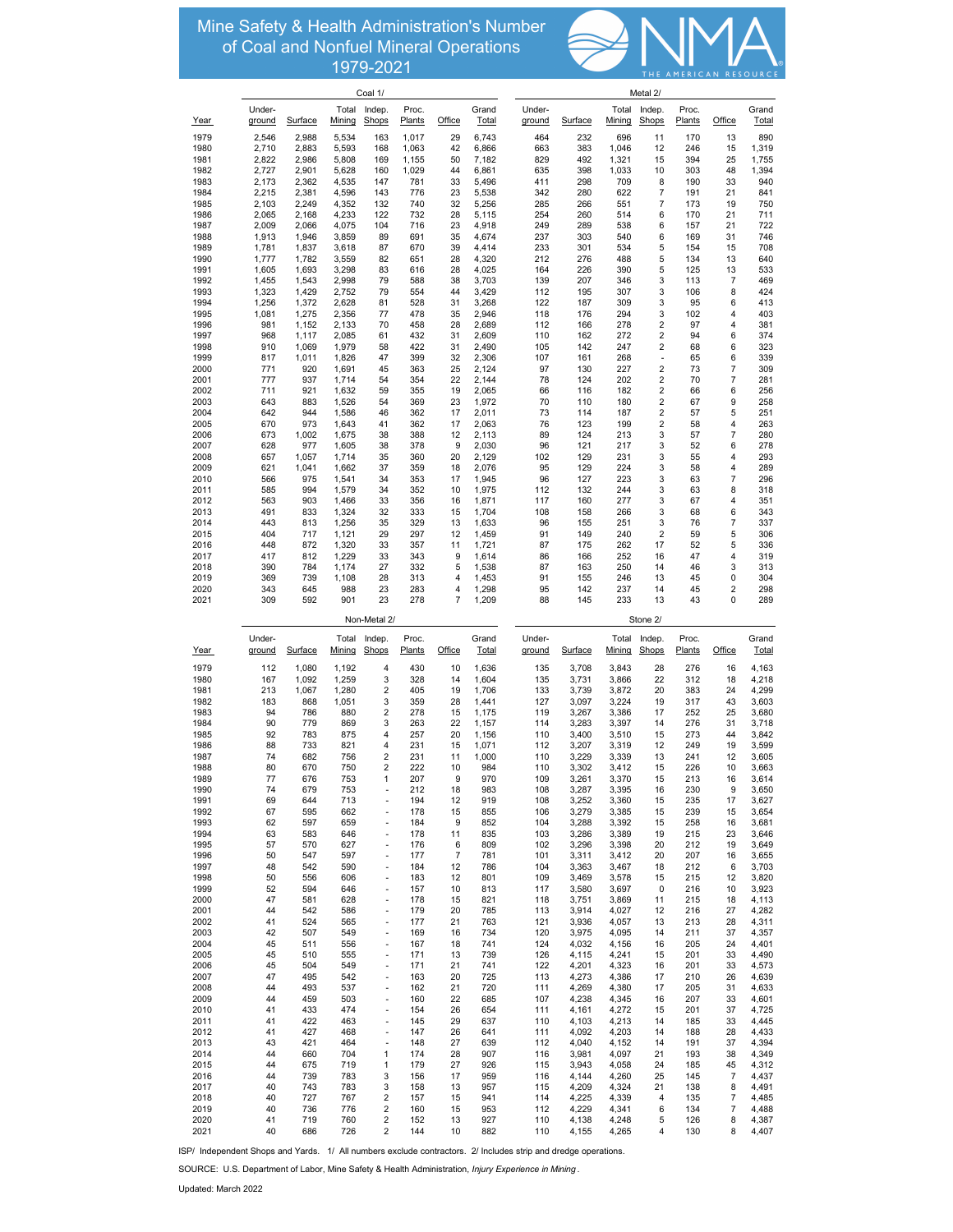# Mine Safety & Health Administration's Number of Coal and Nonfuel Mineral Operations 1979-2021

THE AMERICAN RESOURCE

| | Coal 1/ | | | | | | | Metal 2/ | | | | | | |
|---|---|---|---|---|---|---|---|---|---|---|---|---|---|---|
| Year | Underground | Surface | Total Mining | Indep. Shops | Proc. Plants | Office | Grand Total | Underground | Surface | Total Mining | Indep. Shops | Proc. Plants | Office | Grand Total |
| 1979 | 2,546 | 2,988 | 5,534 | 163 | 1,017 | 29 | 6,743 | 464 | 232 | 696 | 11 | 170 | 13 | 890 |
| 1980 | 2,710 | 2,883 | 5,593 | 168 | 1,063 | 42 | 6,866 | 663 | 383 | 1,046 | 12 | 246 | 15 | 1,319 |
| 1981 | 2,822 | 2,986 | 5,808 | 169 | 1,155 | 50 | 7,182 | 829 | 492 | 1,321 | 15 | 394 | 25 | 1,755 |
| 1982 | 2,727 | 2,901 | 5,628 | 160 | 1,029 | 44 | 6,861 | 635 | 398 | 1,033 | 10 | 303 | 48 | 1,394 |
| 1983 | 2,173 | 2,362 | 4,535 | 147 | 781 | 33 | 5,496 | 411 | 298 | 709 | 8 | 190 | 33 | 940 |
| 1984 | 2,215 | 2,381 | 4,596 | 143 | 776 | 23 | 5,538 | 342 | 280 | 622 | 7 | 191 | 21 | 841 |
| 1985 | 2,103 | 2,249 | 4,352 | 132 | 740 | 32 | 5,256 | 285 | 266 | 551 | 7 | 173 | 19 | 750 |
| 1986 | 2,065 | 2,168 | 4,233 | 122 | 732 | 28 | 5,115 | 254 | 260 | 514 | 6 | 170 | 21 | 711 |
| 1987 | 2,009 | 2,066 | 4,075 | 104 | 716 | 23 | 4,918 | 249 | 289 | 538 | 6 | 157 | 21 | 722 |
| 1988 | 1,913 | 1,946 | 3,859 | 89 | 691 | 35 | 4,674 | 237 | 303 | 540 | 6 | 169 | 31 | 746 |
| 1989 | 1,781 | 1,837 | 3,618 | 87 | 670 | 39 | 4,414 | 233 | 301 | 534 | 5 | 154 | 15 | 708 |
| 1990 | 1,777 | 1,782 | 3,559 | 82 | 651 | 28 | 4,320 | 212 | 276 | 488 | 5 | 134 | 13 | 640 |
| 1991 | 1,605 | 1,693 | 3,298 | 83 | 616 | 28 | 4,025 | 164 | 226 | 390 | 5 | 125 | 13 | 533 |
| 1992 | 1,455 | 1,543 | 2,998 | 79 | 588 | 38 | 3,703 | 139 | 207 | 346 | 3 | 113 | 7 | 469 |
| 1993 | 1,323 | 1,429 | 2,752 | 79 | 554 | 44 | 3,429 | 112 | 195 | 307 | 3 | 106 | 8 | 424 |
| 1994 | 1,256 | 1,372 | 2,628 | 81 | 528 | 31 | 3,268 | 122 | 187 | 309 | 3 | 95 | 6 | 413 |
| 1995 | 1,081 | 1,275 | 2,356 | 77 | 478 | 35 | 2,946 | 118 | 176 | 294 | 3 | 102 | 4 | 403 |
| 1996 | 981 | 1,152 | 2,133 | 70 | 458 | 28 | 2,689 | 112 | 166 | 278 | 2 | 97 | 4 | 381 |
| 1997 | 968 | 1,117 | 2,085 | 61 | 432 | 31 | 2,609 | 110 | 162 | 272 | 2 | 94 | 6 | 374 |
| 1998 | 910 | 1,069 | 1,979 | 58 | 422 | 31 | 2,490 | 105 | 142 | 247 | 2 | 68 | 6 | 323 |
| 1999 | 817 | 1,011 | 1,826 | 47 | 399 | 32 | 2,306 | 107 | 161 | 268 | - | 65 | 6 | 339 |
| 2000 | 771 | 920 | 1,691 | 45 | 363 | 25 | 2,124 | 97 | 130 | 227 | 2 | 73 | 7 | 309 |
| 2001 | 777 | 937 | 1,714 | 54 | 354 | 22 | 2,144 | 78 | 124 | 202 | 2 | 70 | 7 | 281 |
| 2002 | 711 | 921 | 1,632 | 59 | 355 | 19 | 2,065 | 66 | 116 | 182 | 2 | 66 | 6 | 256 |
| 2003 | 643 | 883 | 1,526 | 54 | 369 | 23 | 1,972 | 70 | 110 | 180 | 2 | 67 | 9 | 258 |
| 2004 | 642 | 944 | 1,586 | 46 | 362 | 17 | 2,011 | 73 | 114 | 187 | 2 | 57 | 5 | 251 |
| 2005 | 670 | 973 | 1,643 | 41 | 362 | 17 | 2,063 | 76 | 123 | 199 | 2 | 58 | 4 | 263 |
| 2006 | 673 | 1,002 | 1,675 | 38 | 388 | 12 | 2,113 | 89 | 124 | 213 | 3 | 57 | 7 | 280 |
| 2007 | 628 | 977 | 1,605 | 38 | 378 | 9 | 2,030 | 96 | 121 | 217 | 3 | 52 | 6 | 278 |
| 2008 | 657 | 1,057 | 1,714 | 35 | 360 | 20 | 2,129 | 102 | 129 | 231 | 3 | 55 | 4 | 293 |
| 2009 | 621 | 1,041 | 1,662 | 37 | 359 | 18 | 2,076 | 95 | 129 | 224 | 3 | 58 | 4 | 289 |
| 2010 | 566 | 975 | 1,541 | 34 | 353 | 17 | 1,945 | 96 | 127 | 223 | 3 | 63 | 7 | 296 |
| 2011 | 585 | 994 | 1,579 | 34 | 352 | 10 | 1,975 | 112 | 132 | 244 | 3 | 63 | 8 | 318 |
| 2012 | 563 | 903 | 1,466 | 33 | 356 | 16 | 1,871 | 117 | 160 | 277 | 3 | 67 | 4 | 351 |
| 2013 | 491 | 833 | 1,324 | 32 | 333 | 15 | 1,704 | 108 | 158 | 266 | 3 | 68 | 6 | 343 |
| 2014 | 443 | 813 | 1,256 | 35 | 329 | 13 | 1,633 | 96 | 155 | 251 | 3 | 76 | 7 | 337 |
| 2015 | 404 | 717 | 1,121 | 29 | 297 | 12 | 1,459 | 91 | 149 | 240 | 2 | 59 | 5 | 306 |
| 2016 | 448 | 872 | 1,320 | 33 | 357 | 11 | 1,721 | 87 | 175 | 262 | 17 | 52 | 5 | 336 |
| 2017 | 417 | 812 | 1,229 | 33 | 343 | 9 | 1,614 | 86 | 166 | 252 | 16 | 47 | 4 | 319 |
| 2018 | 390 | 784 | 1,174 | 27 | 332 | 5 | 1,538 | 87 | 163 | 250 | 14 | 46 | 3 | 313 |
| 2019 | 369 | 739 | 1,108 | 28 | 313 | 4 | 1,453 | 91 | 155 | 246 | 13 | 45 | 0 | 304 |
| 2020 | 343 | 645 | 988 | 23 | 283 | 4 | 1,298 | 95 | 142 | 237 | 14 | 45 | 2 | 298 |
| 2021 | 309 | 592 | 901 | 23 | 278 | 7 | 1,209 | 88 | 145 | 233 | 13 | 43 | 0 | 289 |

| | Non-Metal 2/ | | | | | | | Stone 2/ | | | | | | |
|---|---|---|---|---|---|---|---|---|---|---|---|---|---|---|
| Year | Underground | Surface | Total Mining | Indep. Shops | Proc. Plants | Office | Grand Total | Underground | Surface | Total Mining | Indep. Shops | Proc. Plants | Office | Grand Total |
| 1979 | 112 | 1,080 | 1,192 | 4 | 430 | 10 | 1,636 | 135 | 3,708 | 3,843 | 28 | 276 | 16 | 4,163 |
| 1980 | 167 | 1,092 | 1,259 | 3 | 328 | 14 | 1,604 | 135 | 3,731 | 3,866 | 22 | 312 | 18 | 4,218 |
| 1981 | 213 | 1,067 | 1,280 | 2 | 405 | 19 | 1,706 | 133 | 3,739 | 3,872 | 20 | 383 | 24 | 4,299 |
| 1982 | 183 | 868 | 1,051 | 3 | 359 | 28 | 1,441 | 127 | 3,097 | 3,224 | 19 | 317 | 43 | 3,603 |
| 1983 | 94 | 786 | 880 | 2 | 278 | 15 | 1,175 | 119 | 3,267 | 3,386 | 17 | 252 | 25 | 3,680 |
| 1984 | 90 | 779 | 869 | 3 | 263 | 22 | 1,157 | 114 | 3,283 | 3,397 | 14 | 276 | 31 | 3,718 |
| 1985 | 92 | 783 | 875 | 4 | 257 | 20 | 1,156 | 110 | 3,400 | 3,510 | 15 | 273 | 44 | 3,842 |
| 1986 | 88 | 733 | 821 | 4 | 231 | 15 | 1,071 | 112 | 3,207 | 3,319 | 12 | 249 | 19 | 3,599 |
| 1987 | 74 | 682 | 756 | 2 | 231 | 11 | 1,000 | 110 | 3,229 | 3,339 | 13 | 241 | 12 | 3,605 |
| 1988 | 80 | 670 | 750 | 2 | 222 | 10 | 984 | 110 | 3,302 | 3,412 | 15 | 226 | 10 | 3,663 |
| 1989 | 77 | 676 | 753 | 1 | 207 | 9 | 970 | 109 | 3,261 | 3,370 | 15 | 213 | 16 | 3,614 |
| 1990 | 74 | 679 | 753 | - | 212 | 18 | 983 | 108 | 3,287 | 3,395 | 16 | 230 | 9 | 3,650 |
| 1991 | 69 | 644 | 713 | - | 194 | 12 | 919 | 108 | 3,252 | 3,360 | 15 | 235 | 17 | 3,627 |
| 1992 | 67 | 595 | 662 | - | 178 | 15 | 855 | 106 | 3,279 | 3,385 | 15 | 239 | 15 | 3,654 |
| 1993 | 62 | 597 | 659 | - | 184 | 9 | 852 | 104 | 3,288 | 3,392 | 15 | 258 | 16 | 3,681 |
| 1994 | 63 | 583 | 646 | - | 178 | 11 | 835 | 103 | 3,286 | 3,389 | 19 | 215 | 23 | 3,646 |
| 1995 | 57 | 570 | 627 | - | 176 | 6 | 809 | 102 | 3,296 | 3,398 | 20 | 212 | 19 | 3,649 |
| 1996 | 50 | 547 | 597 | - | 177 | 7 | 781 | 101 | 3,311 | 3,412 | 20 | 207 | 16 | 3,655 |
| 1997 | 48 | 542 | 590 | - | 184 | 12 | 786 | 104 | 3,363 | 3,467 | 18 | 212 | 6 | 3,703 |
| 1998 | 50 | 556 | 606 | - | 183 | 12 | 801 | 109 | 3,469 | 3,578 | 15 | 215 | 12 | 3,820 |
| 1999 | 52 | 594 | 646 | - | 157 | 10 | 813 | 117 | 3,580 | 3,697 | 0 | 216 | 10 | 3,923 |
| 2000 | 47 | 581 | 628 | - | 178 | 15 | 821 | 118 | 3,751 | 3,869 | 11 | 215 | 18 | 4,113 |
| 2001 | 44 | 542 | 586 | - | 179 | 20 | 785 | 113 | 3,914 | 4,027 | 12 | 216 | 27 | 4,282 |
| 2002 | 41 | 524 | 565 | - | 177 | 21 | 763 | 121 | 3,936 | 4,057 | 13 | 213 | 28 | 4,311 |
| 2003 | 42 | 507 | 549 | - | 169 | 16 | 734 | 120 | 3,975 | 4,095 | 14 | 211 | 37 | 4,357 |
| 2004 | 45 | 511 | 556 | - | 167 | 18 | 741 | 124 | 4,032 | 4,156 | 16 | 205 | 24 | 4,401 |
| 2005 | 45 | 510 | 555 | - | 171 | 13 | 739 | 126 | 4,115 | 4,241 | 15 | 201 | 33 | 4,490 |
| 2006 | 45 | 504 | 549 | - | 171 | 21 | 741 | 122 | 4,201 | 4,323 | 16 | 201 | 33 | 4,573 |
| 2007 | 47 | 495 | 542 | - | 163 | 20 | 725 | 113 | 4,273 | 4,386 | 17 | 210 | 26 | 4,639 |
| 2008 | 44 | 493 | 537 | - | 162 | 21 | 720 | 111 | 4,269 | 4,380 | 17 | 205 | 31 | 4,633 |
| 2009 | 44 | 459 | 503 | - | 160 | 22 | 685 | 107 | 4,238 | 4,345 | 16 | 207 | 33 | 4,601 |
| 2010 | 41 | 433 | 474 | - | 154 | 26 | 654 | 111 | 4,161 | 4,272 | 15 | 201 | 37 | 4,725 |
| 2011 | 41 | 422 | 463 | - | 145 | 29 | 637 | 110 | 4,103 | 4,213 | 14 | 185 | 33 | 4,445 |
| 2012 | 41 | 427 | 468 | - | 147 | 26 | 641 | 111 | 4,092 | 4,203 | 14 | 188 | 28 | 4,433 |
| 2013 | 43 | 421 | 464 | - | 148 | 27 | 639 | 112 | 4,040 | 4,152 | 14 | 191 | 37 | 4,394 |
| 2014 | 44 | 660 | 704 | 1 | 174 | 28 | 907 | 116 | 3,981 | 4,097 | 21 | 193 | 38 | 4,349 |
| 2015 | 44 | 675 | 719 | 1 | 179 | 27 | 926 | 115 | 3,943 | 4,058 | 24 | 185 | 45 | 4,312 |
| 2016 | 44 | 739 | 783 | 3 | 156 | 17 | 959 | 116 | 4,144 | 4,260 | 25 | 145 | 7 | 4,437 |
| 2017 | 40 | 743 | 783 | 3 | 158 | 13 | 957 | 115 | 4,209 | 4,324 | 21 | 138 | 8 | 4,491 |
| 2018 | 40 | 727 | 767 | 2 | 157 | 15 | 941 | 114 | 4,225 | 4,339 | 4 | 135 | 7 | 4,485 |
| 2019 | 40 | 736 | 776 | 2 | 160 | 15 | 953 | 112 | 4,229 | 4,341 | 6 | 134 | 7 | 4,488 |
| 2020 | 41 | 719 | 760 | 2 | 152 | 13 | 927 | 110 | 4,138 | 4,248 | 5 | 126 | 8 | 4,387 |
| 2021 | 40 | 686 | 726 | 2 | 144 | 10 | 882 | 110 | 4,155 | 4,265 | 4 | 130 | 8 | 4,407 |

ISP/ Independent Shops and Yards. 1/ All numbers exclude contractors. 2/ Includes strip and dredge operations.

SOURCE: U.S. Department of Labor, Mine Safety & Health Administration, *Injury Experience in Mining*.

Updated: March 2022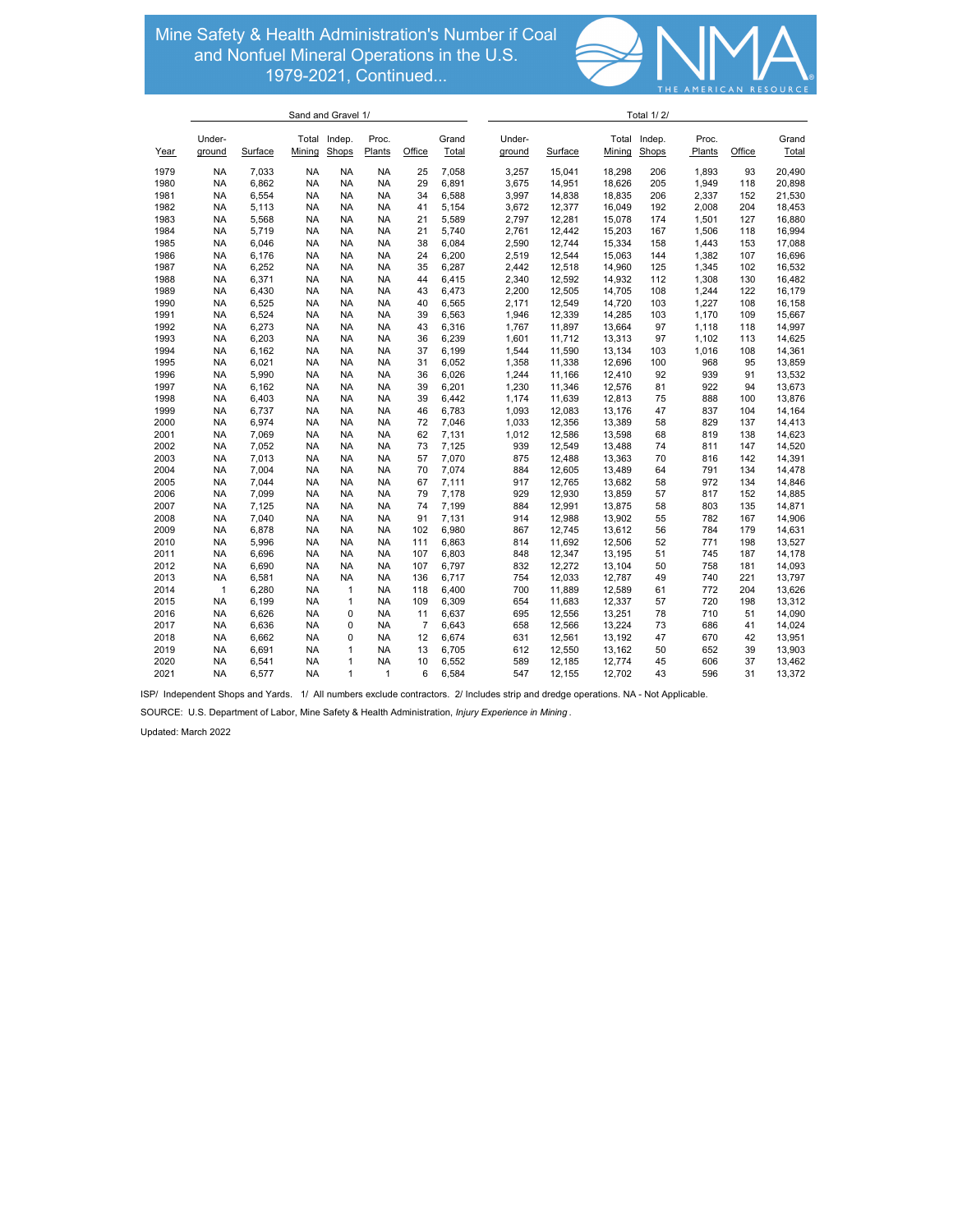# Mine Safety & Health Administration's Number if Coal and Nonfuel Mineral Operations in the U.S. 1979-2021, Continued...

| | Sand and Gravel 1/ | | | | | | | Total 1/ 2/ | | | | | | |
|---|---|---|---|---|---|---|---|---|---|---|---|---|---|---|
| Year | Under-ground | Surface | Total Mining | Indep. Shops | Proc. Plants | Office | Grand Total | Under-ground | Surface | Total Mining | Indep. Shops | Proc. Plants | Office | Grand Total |
| 1979 | NA | 7,033 | NA | NA | NA | 25 | 7,058 | 3,257 | 15,041 | 18,298 | 206 | 1,893 | 93 | 20,490 |
| 1980 | NA | 6,862 | NA | NA | NA | 29 | 6,891 | 3,675 | 14,951 | 18,626 | 205 | 1,949 | 118 | 20,898 |
| 1981 | NA | 6,554 | NA | NA | NA | 34 | 6,588 | 3,997 | 14,838 | 18,835 | 206 | 2,337 | 152 | 21,530 |
| 1982 | NA | 5,113 | NA | NA | NA | 41 | 5,154 | 3,672 | 12,377 | 16,049 | 192 | 2,008 | 204 | 18,453 |
| 1983 | NA | 5,568 | NA | NA | NA | 21 | 5,589 | 2,797 | 12,281 | 15,078 | 174 | 1,501 | 127 | 16,880 |
| 1984 | NA | 5,719 | NA | NA | NA | 21 | 5,740 | 2,761 | 12,442 | 15,203 | 167 | 1,506 | 118 | 16,994 |
| 1985 | NA | 6,046 | NA | NA | NA | 38 | 6,084 | 2,590 | 12,744 | 15,334 | 158 | 1,443 | 153 | 17,088 |
| 1986 | NA | 6,176 | NA | NA | NA | 24 | 6,200 | 2,519 | 12,544 | 15,063 | 144 | 1,382 | 107 | 16,696 |
| 1987 | NA | 6,252 | NA | NA | NA | 35 | 6,287 | 2,442 | 12,518 | 14,960 | 125 | 1,345 | 102 | 16,532 |
| 1988 | NA | 6,371 | NA | NA | NA | 44 | 6,415 | 2,340 | 12,592 | 14,932 | 112 | 1,308 | 130 | 16,482 |
| 1989 | NA | 6,430 | NA | NA | NA | 43 | 6,473 | 2,200 | 12,505 | 14,705 | 108 | 1,244 | 122 | 16,179 |
| 1990 | NA | 6,525 | NA | NA | NA | 40 | 6,565 | 2,171 | 12,549 | 14,720 | 103 | 1,227 | 108 | 16,158 |
| 1991 | NA | 6,524 | NA | NA | NA | 39 | 6,563 | 1,946 | 12,339 | 14,285 | 103 | 1,170 | 109 | 15,667 |
| 1992 | NA | 6,273 | NA | NA | NA | 43 | 6,316 | 1,767 | 11,897 | 13,664 | 97 | 1,118 | 118 | 14,997 |
| 1993 | NA | 6,203 | NA | NA | NA | 36 | 6,239 | 1,601 | 11,712 | 13,313 | 97 | 1,102 | 113 | 14,625 |
| 1994 | NA | 6,162 | NA | NA | NA | 37 | 6,199 | 1,544 | 11,590 | 13,134 | 103 | 1,016 | 108 | 14,361 |
| 1995 | NA | 6,021 | NA | NA | NA | 31 | 6,052 | 1,358 | 11,338 | 12,696 | 100 | 968 | 95 | 13,859 |
| 1996 | NA | 5,990 | NA | NA | NA | 36 | 6,026 | 1,244 | 11,166 | 12,410 | 92 | 939 | 91 | 13,532 |
| 1997 | NA | 6,162 | NA | NA | NA | 39 | 6,201 | 1,230 | 11,346 | 12,576 | 81 | 922 | 94 | 13,673 |
| 1998 | NA | 6,403 | NA | NA | NA | 39 | 6,442 | 1,174 | 11,639 | 12,813 | 75 | 888 | 100 | 13,876 |
| 1999 | NA | 6,737 | NA | NA | NA | 46 | 6,783 | 1,093 | 12,083 | 13,176 | 47 | 837 | 104 | 14,164 |
| 2000 | NA | 6,974 | NA | NA | NA | 72 | 7,046 | 1,033 | 12,356 | 13,389 | 58 | 829 | 137 | 14,413 |
| 2001 | NA | 7,069 | NA | NA | NA | 62 | 7,131 | 1,012 | 12,586 | 13,598 | 68 | 819 | 138 | 14,623 |
| 2002 | NA | 7,052 | NA | NA | NA | 73 | 7,125 | 939 | 12,549 | 13,488 | 74 | 811 | 147 | 14,520 |
| 2003 | NA | 7,013 | NA | NA | NA | 57 | 7,070 | 875 | 12,488 | 13,363 | 70 | 816 | 142 | 14,391 |
| 2004 | NA | 7,004 | NA | NA | NA | 70 | 7,074 | 884 | 12,605 | 13,489 | 64 | 791 | 134 | 14,478 |
| 2005 | NA | 7,044 | NA | NA | NA | 67 | 7,111 | 917 | 12,765 | 13,682 | 58 | 972 | 134 | 14,846 |
| 2006 | NA | 7,099 | NA | NA | NA | 79 | 7,178 | 929 | 12,930 | 13,859 | 57 | 817 | 152 | 14,885 |
| 2007 | NA | 7,125 | NA | NA | NA | 74 | 7,199 | 884 | 12,991 | 13,875 | 58 | 803 | 135 | 14,871 |
| 2008 | NA | 7,040 | NA | NA | NA | 91 | 7,131 | 914 | 12,988 | 13,902 | 55 | 782 | 167 | 14,906 |
| 2009 | NA | 6,878 | NA | NA | NA | 102 | 6,980 | 867 | 12,745 | 13,612 | 56 | 784 | 179 | 14,631 |
| 2010 | NA | 5,996 | NA | NA | NA | 111 | 6,863 | 814 | 11,692 | 12,506 | 52 | 771 | 198 | 13,527 |
| 2011 | NA | 6,696 | NA | NA | NA | 107 | 6,803 | 848 | 12,347 | 13,195 | 51 | 745 | 187 | 14,178 |
| 2012 | NA | 6,690 | NA | NA | NA | 107 | 6,797 | 832 | 12,272 | 13,104 | 50 | 758 | 181 | 14,093 |
| 2013 | NA | 6,581 | NA | NA | NA | 136 | 6,717 | 754 | 12,033 | 12,787 | 49 | 740 | 221 | 13,797 |
| 2014 | 1 | 6,280 | NA | 1 | NA | 118 | 6,400 | 700 | 11,889 | 12,589 | 61 | 772 | 204 | 13,626 |
| 2015 | NA | 6,199 | NA | 1 | NA | 109 | 6,309 | 654 | 11,683 | 12,337 | 57 | 720 | 198 | 13,312 |
| 2016 | NA | 6,626 | NA | 0 | NA | 11 | 6,637 | 695 | 12,556 | 13,251 | 78 | 710 | 51 | 14,090 |
| 2017 | NA | 6,636 | NA | 0 | NA | 7 | 6,643 | 658 | 12,566 | 13,224 | 73 | 686 | 41 | 14,024 |
| 2018 | NA | 6,662 | NA | 0 | NA | 12 | 6,674 | 631 | 12,561 | 13,192 | 47 | 670 | 42 | 13,951 |
| 2019 | NA | 6,691 | NA | 1 | NA | 13 | 6,705 | 612 | 12,550 | 13,162 | 50 | 652 | 39 | 13,903 |
| 2020 | NA | 6,541 | NA | 1 | NA | 10 | 6,552 | 589 | 12,185 | 12,774 | 45 | 606 | 37 | 13,462 |
| 2021 | NA | 6,577 | NA | 1 | 1 | 6 | 6,584 | 547 | 12,155 | 12,702 | 43 | 596 | 31 | 13,372 |

ISP/ Independent Shops and Yards. 1/ All numbers exclude contractors. 2/ Includes strip and dredge operations. NA - Not Applicable.

SOURCE: U.S. Department of Labor, Mine Safety & Health Administration, *Injury Experience in Mining* .

Updated: March 2022